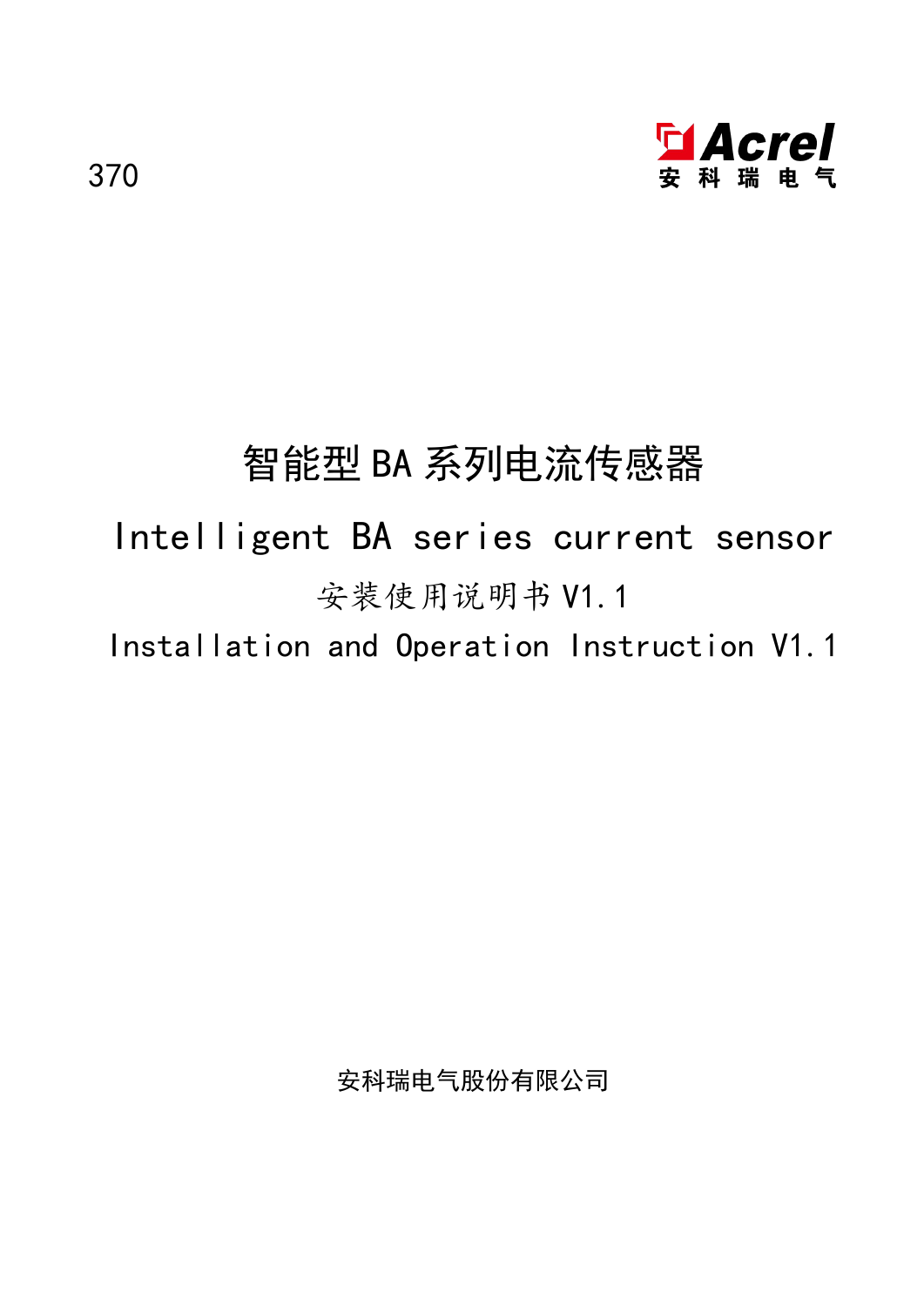370

Acrel
安 科 瑞 电 气

# 智能型BA系列电流传感器

# Intelligent BA series current sensor

## 安装使用说明书V1.1

## Installation and Operation Instruction V1.1

安科瑞电气股份有限公司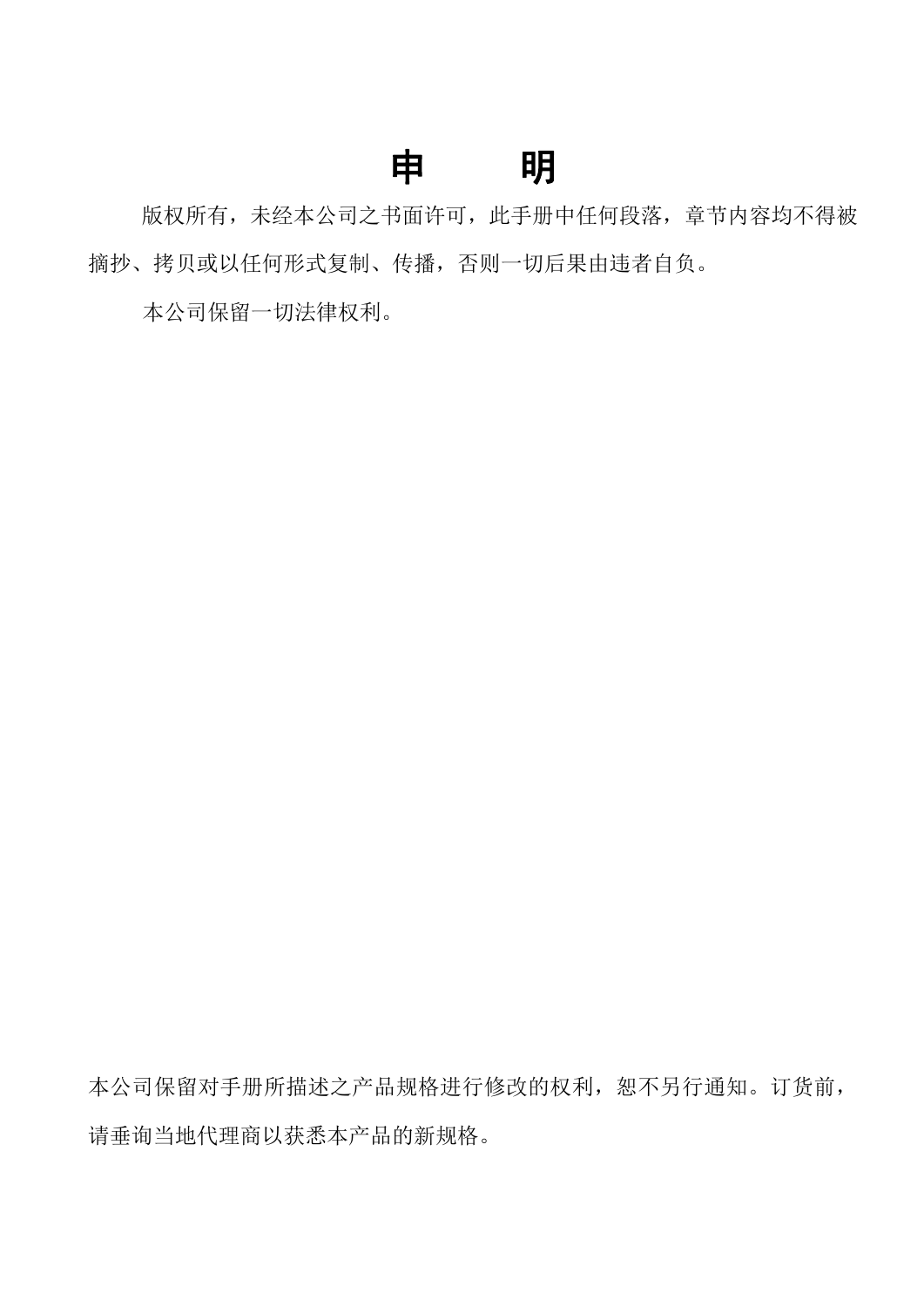# 申　明

版权所有，未经本公司之书面许可，此手册中任何段落，章节内容均不得被摘抄、拷贝或以任何形式复制、传播，否则一切后果由违者自负。

本公司保留一切法律权利。

本公司保留对手册所描述之产品规格进行修改的权利，恕不另行通知。订货前，请垂询当地代理商以获悉本产品的新规格。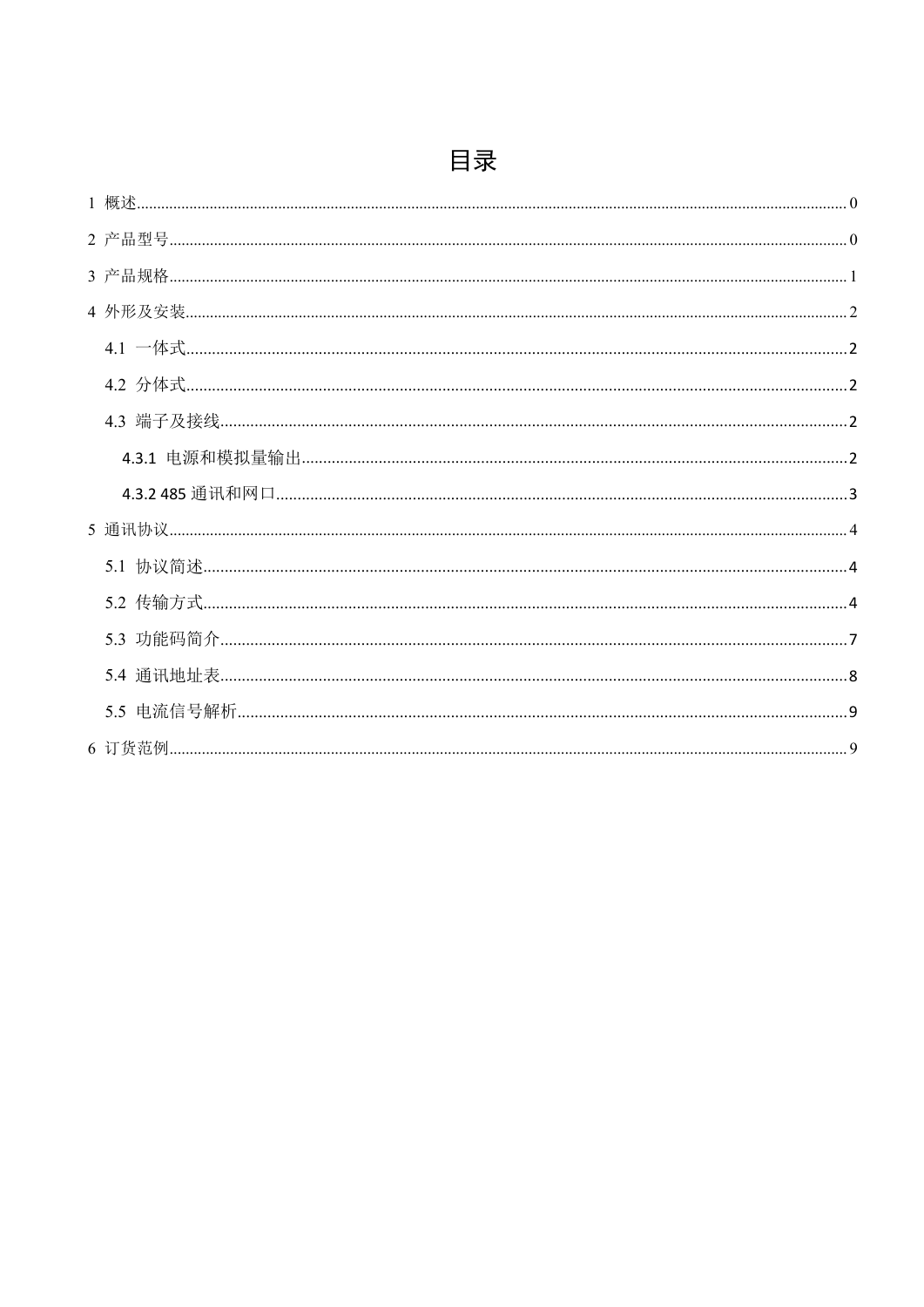# 目录

1 概述 ........ 0

2 产品型号 ........ 0

3 产品规格 ........ 1

4 外形及安装 ........ 2

- 4.1 一体式 ........ 2
- 4.2 分体式 ........ 2
- 4.3 端子及接线 ........ 2
  - 4.3.1 电源和模拟量输出 ........ 2
  - 4.3.2 485 通讯和网口 ........ 3

5 通讯协议 ........ 4

- 5.1 协议简述 ........ 4
- 5.2 传输方式 ........ 4
- 5.3 功能码简介 ........ 7
- 5.4 通讯地址表 ........ 8
- 5.5 电流信号解析 ........ 9

6 订货范例 ........ 9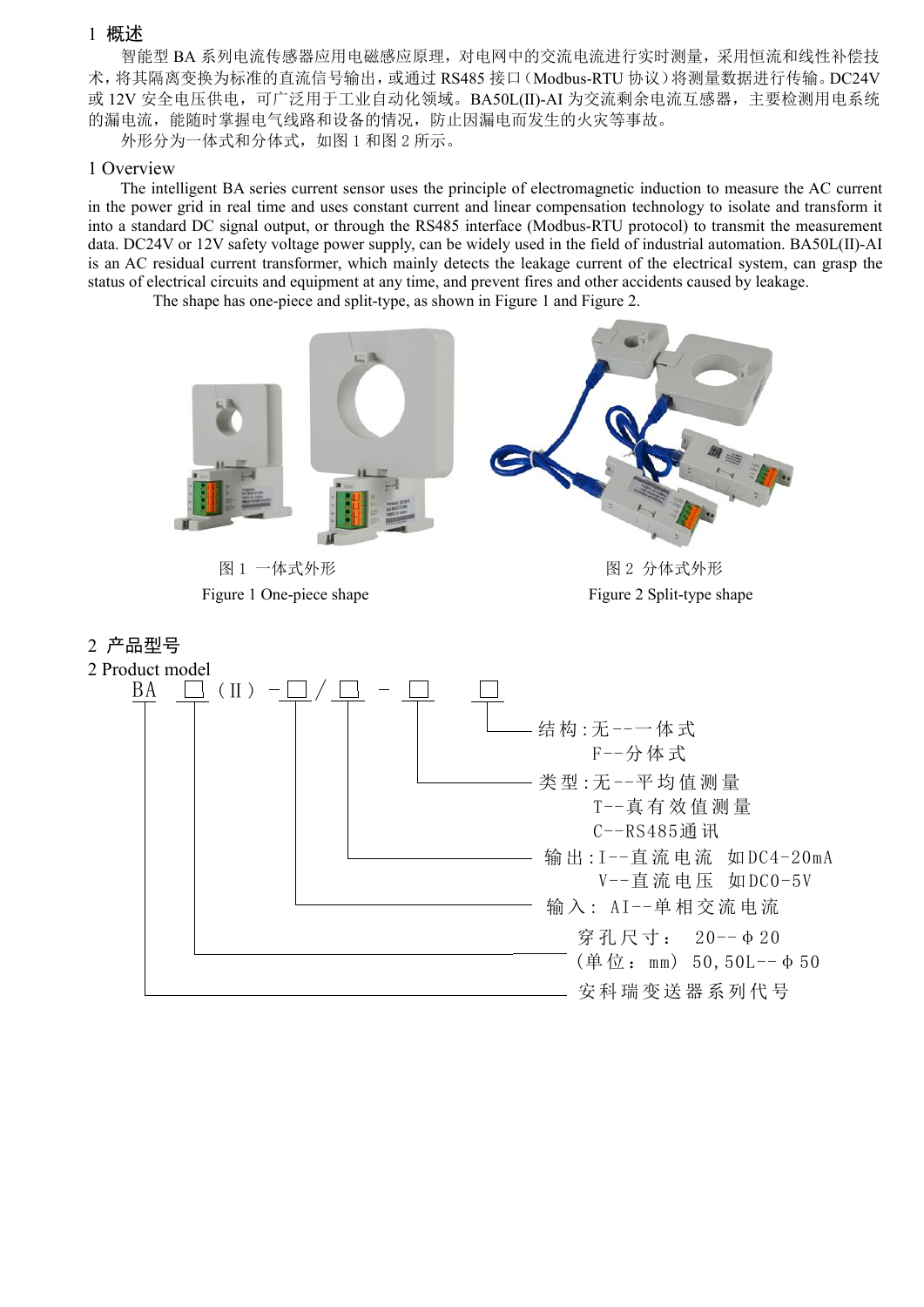## 1 概述

智能型 BA 系列电流传感器应用电磁感应原理，对电网中的交流电流进行实时测量，采用恒流和线性补偿技术，将其隔离变换为标准的直流信号输出，或通过 RS485 接口（Modbus-RTU 协议）将测量数据进行传输。DC24V 或 12V 安全电压供电，可广泛用于工业自动化领域。BA50L(II)-AI 为交流剩余电流互感器，主要检测用电系统的漏电流，能随时掌握电气线路和设备的情况，防止因漏电而发生的火灾等事故。

外形分为一体式和分体式，如图 1 和图 2 所示。

## 1 Overview

The intelligent BA series current sensor uses the principle of electromagnetic induction to measure the AC current in the power grid in real time and uses constant current and linear compensation technology to isolate and transform it into a standard DC signal output, or through the RS485 interface (Modbus-RTU protocol) to transmit the measurement data. DC24V or 12V safety voltage power supply, can be widely used in the field of industrial automation. BA50L(II)-AI is an AC residual current transformer, which mainly detects the leakage current of the electrical system, can grasp the status of electrical circuits and equipment at any time, and prevent fires and other accidents caused by leakage.

The shape has one-piece and split-type, as shown in Figure 1 and Figure 2.

图 1 一体式外形

Figure 1 One-piece shape

图 2 分体式外形

Figure 2 Split-type shape

## 2 产品型号

## 2 Product model

BA □ (II) - □ / □ - □ □

- 结构：无--一体式
  - F--分体式
- 类型：无--平均值测量
  - T--真有效值测量
  - C--RS485通讯
- 输出：I--直流电流 如DC4-20mA
  - V--直流电压 如DC0-5V
- 输入：AI--单相交流电流
- 穿孔尺寸：20--φ20
  - (单位：mm) 50, 50L--φ50
- 安科瑞变送器系列代号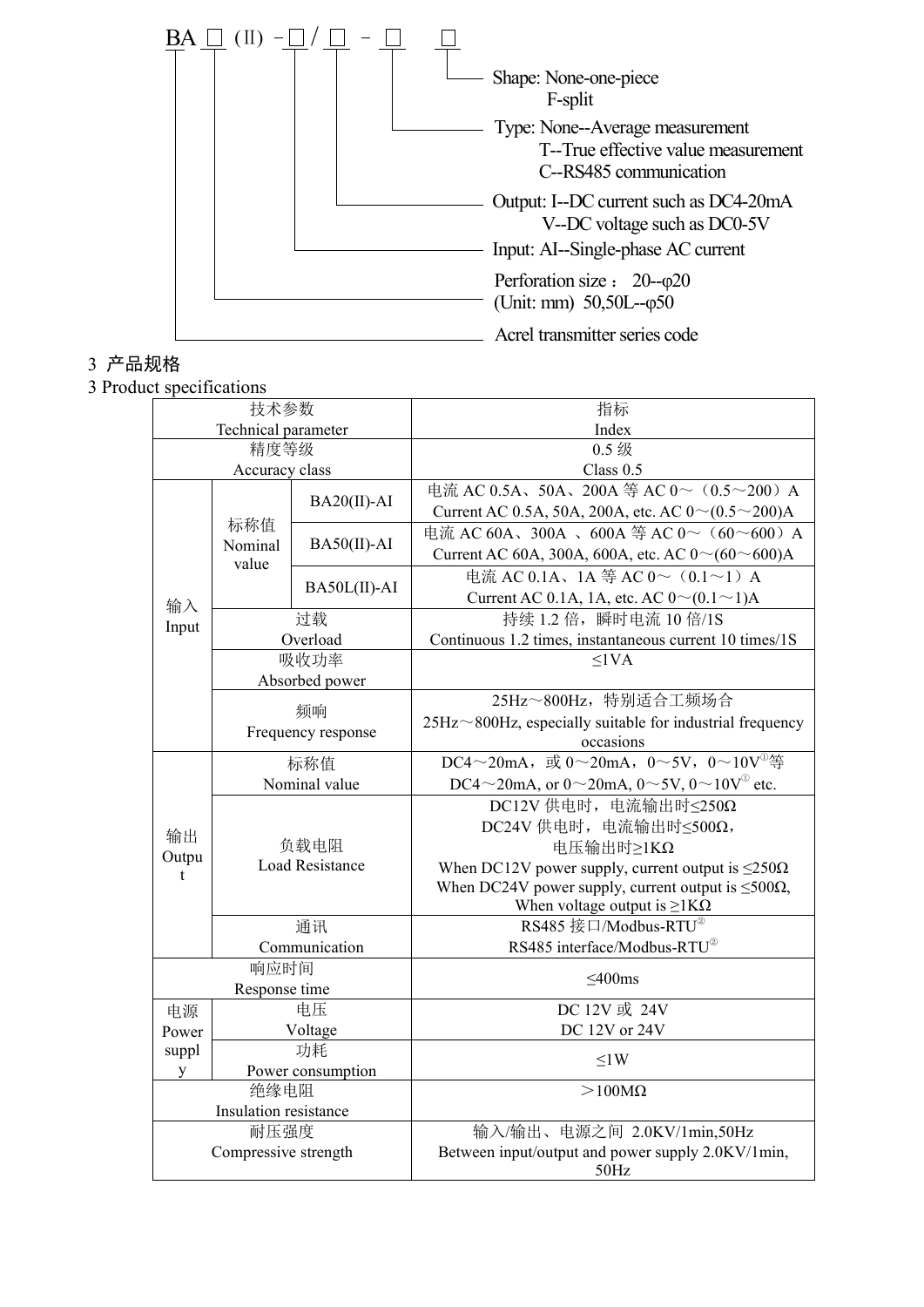BA □ (II) -□/□ - □　□

- Shape: None-one-piece
  F-split
- Type: None--Average measurement
  T--True effective value measurement
  C--RS485 communication
- Output: I--DC current such as DC4-20mA
  V--DC voltage such as DC0-5V
- Input: AI--Single-phase AC current
- Perforation size： 20--φ20
  (Unit: mm) 50,50L--φ50
- Acrel transmitter series code

## 3 产品规格

## 3 Product specifications

| 技术参数<br>Technical parameter | | | 指标<br>Index |
|---|---|---|---|
| 精度等级<br>Accuracy class | | | 0.5 级<br>Class 0.5 |
| 输入<br>Input | 标称值<br>Nominal value | BA20(II)-AI | 电流 AC 0.5A、50A、200A 等 AC 0～（0.5～200）A<br>Current AC 0.5A, 50A, 200A, etc. AC 0～(0.5～200)A |
| | | BA50(II)-AI | 电流 AC 60A、300A 、600A 等 AC 0～（60～600）A<br>Current AC 60A, 300A, 600A, etc. AC 0～(60～600)A |
| | | BA50L(II)-AI | 电流 AC 0.1A、1A 等 AC 0～（0.1～1）A<br>Current AC 0.1A, 1A, etc. AC 0～(0.1～1)A |
| | 过载<br>Overload | | 持续 1.2 倍，瞬时电流 10 倍/1S<br>Continuous 1.2 times, instantaneous current 10 times/1S |
| | 吸收功率<br>Absorbed power | | ≤1VA |
| | 频响<br>Frequency response | | 25Hz～800Hz，特别适合工频场合<br>25Hz～800Hz, especially suitable for industrial frequency occasions |
| 输出<br>Output | 标称值<br>Nominal value | | DC4～20mA，或 0～20mA，0～5V，0～10V[①]等<br>DC4～20mA, or 0～20mA, 0～5V, 0～10V[①] etc. |
| | 负载电阻<br>Load Resistance | | DC12V 供电时，电流输出时≤250Ω<br>DC24V 供电时，电流输出时≤500Ω，<br>电压输出时≥1KΩ<br>When DC12V power supply, current output is ≤250Ω<br>When DC24V power supply, current output is ≤500Ω,<br>When voltage output is ≥1KΩ |
| | 通讯<br>Communication | | RS485 接口/Modbus-RTU[②]<br>RS485 interface/Modbus-RTU[②] |
| 响应时间<br>Response time | | | ≤400ms |
| 电源<br>Power supply | 电压<br>Voltage | | DC 12V 或 24V<br>DC 12V or 24V |
| | 功耗<br>Power consumption | | ≤1W |
| 绝缘电阻<br>Insulation resistance | | | ＞100MΩ |
| 耐压强度<br>Compressive strength | | | 输入/输出、电源之间 2.0KV/1min,50Hz<br>Between input/output and power supply 2.0KV/1min, 50Hz |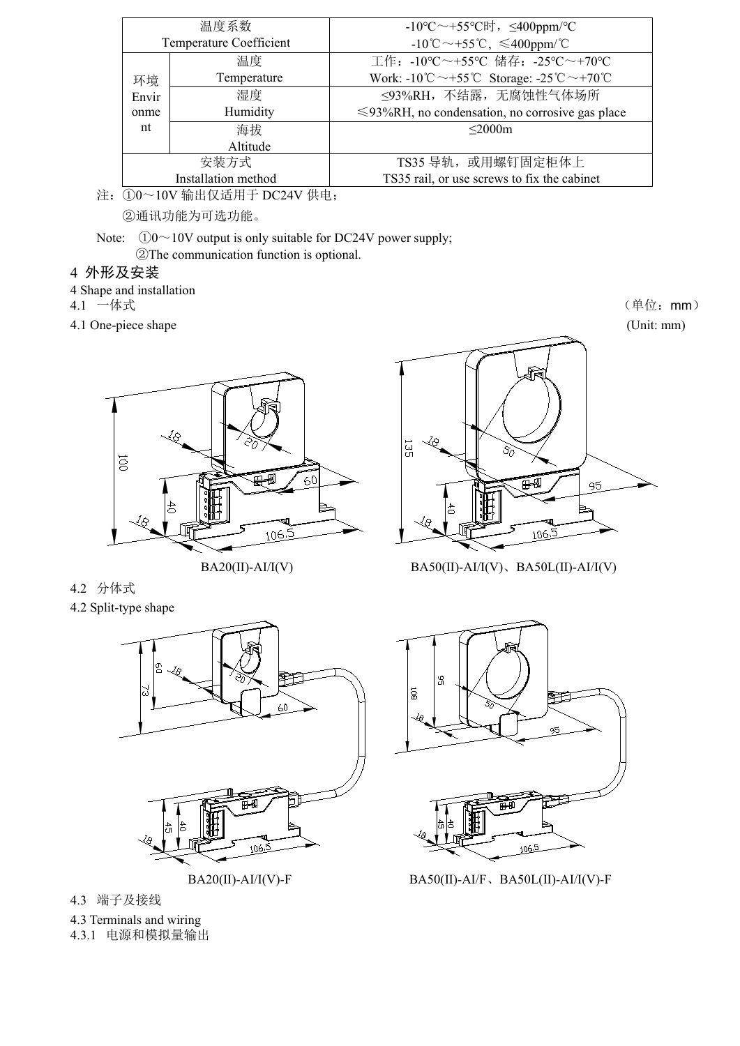| 温度系数<br>Temperature Coefficient | | -10℃～+55℃时，≤400ppm/℃<br>-10℃～+55℃，≤400ppm/℃ |
|---|---|---|
| 环境<br>Environment | 温度<br>Temperature | 工作：-10℃～+55℃ 储存：-25℃～+70℃<br>Work: -10℃～+55℃ Storage: -25℃～+70℃ |
| | 湿度<br>Humidity | ≤93%RH，不结露，无腐蚀性气体场所<br>≤93%RH, no condensation, no corrosive gas place |
| | 海拔<br>Altitude | ≤2000m |
| 安装方式<br>Installation method | | TS35 导轨，或用螺钉固定柜体上<br>TS35 rail, or use screws to fix the cabinet |

注：①0～10V 输出仅适用于 DC24V 供电；

②通讯功能为可选功能。

Note: ①0～10V output is only suitable for DC24V power supply;

②The communication function is optional.

## 4 外形及安装

4 Shape and installation

### 4.1 一体式

4.1 One-piece shape

（单位：mm）(Unit: mm)

BA20(II)-AI/I(V)

BA50(II)-AI/I(V)、BA50L(II)-AI/I(V)

### 4.2 分体式

4.2 Split-type shape

BA20(II)-AI/I(V)-F

BA50(II)-AI/F、BA50L(II)-AI/I(V)-F

### 4.3 端子及接线

4.3 Terminals and wiring

4.3.1 电源和模拟量输出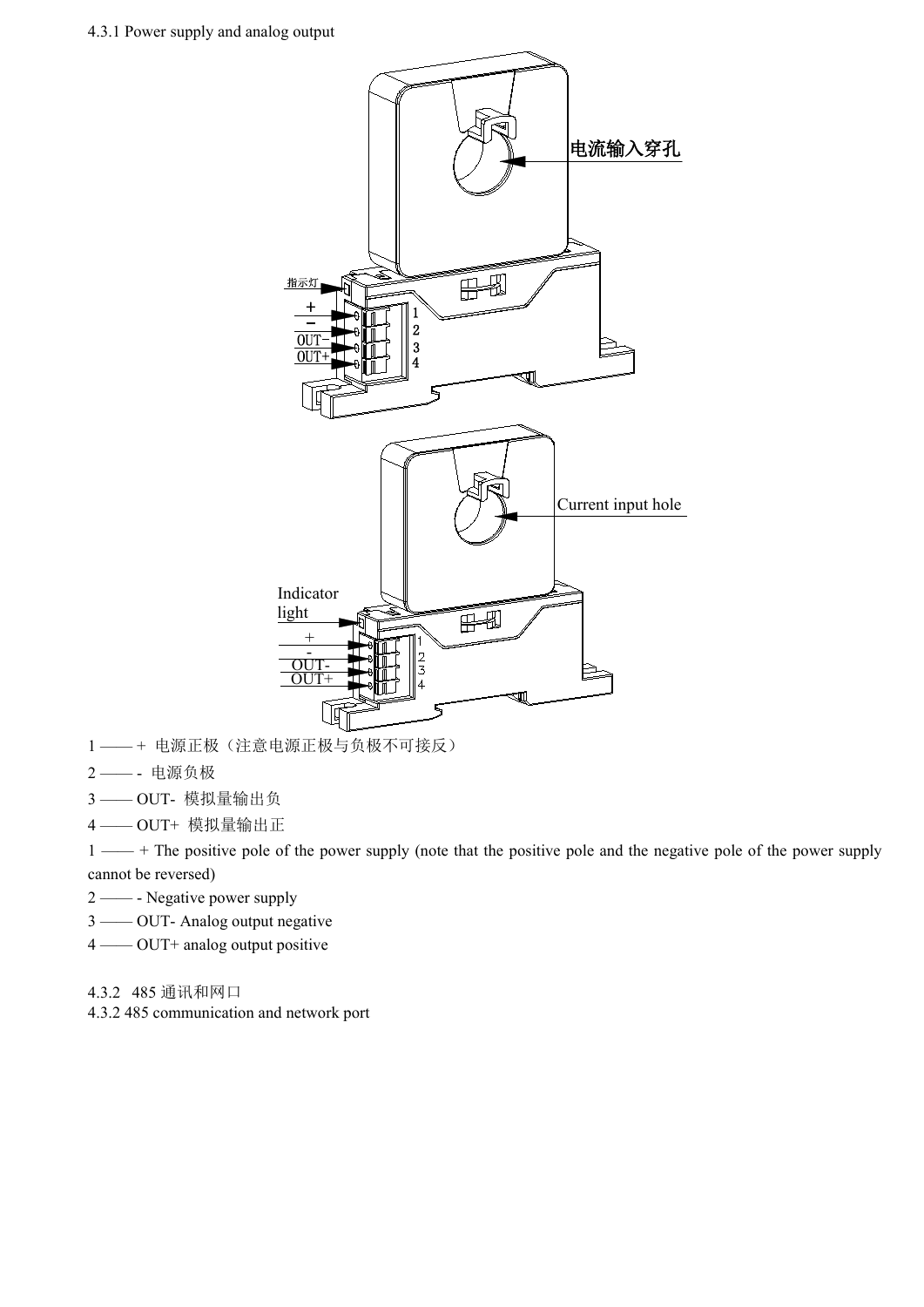4.3.1 Power supply and analog output

1 —— + 电源正极（注意电源正极与负极不可接反）

2 —— - 电源负极

3 —— OUT- 模拟量输出负

4 —— OUT+ 模拟量输出正

1 —— + The positive pole of the power supply (note that the positive pole and the negative pole of the power supply cannot be reversed)

2 —— - Negative power supply

3 —— OUT- Analog output negative

4 —— OUT+ analog output positive

4.3.2 485 通讯和网口

4.3.2 485 communication and network port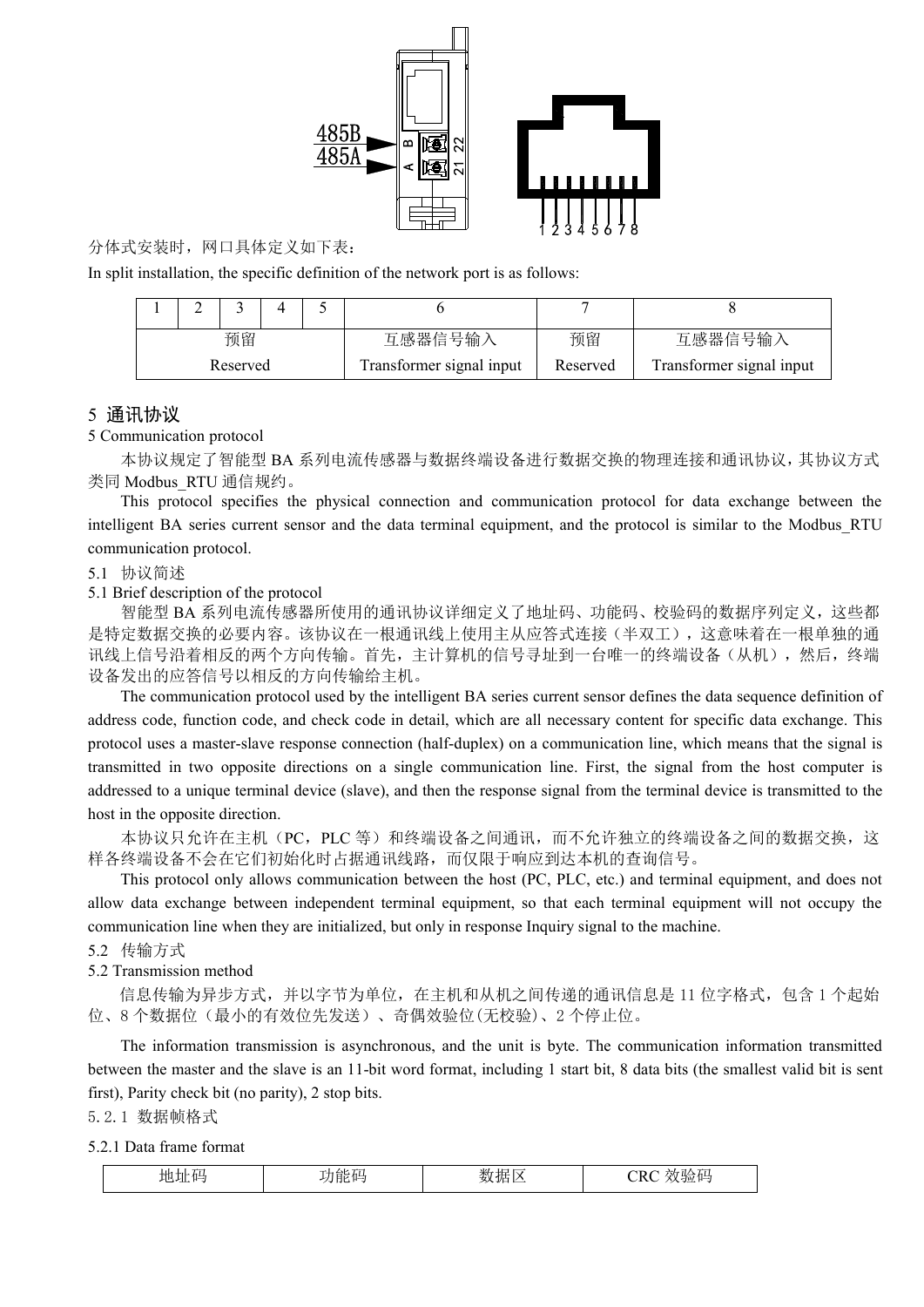分体式安装时，网口具体定义如下表：

In split installation, the specific definition of the network port is as follows:

| 1 | 2 | 3 | 4 | 5 | 6 | 7 | 8 |
|---|---|---|---|---|---|---|---|
| 预留 Reserved | | | | | 互感器信号输入 Transformer signal input | 预留 Reserved | 互感器信号输入 Transformer signal input |

## 5 通讯协议

5 Communication protocol

本协议规定了智能型 BA 系列电流传感器与数据终端设备进行数据交换的物理连接和通讯协议，其协议方式类同 Modbus_RTU 通信规约。

This protocol specifies the physical connection and communication protocol for data exchange between the intelligent BA series current sensor and the data terminal equipment, and the protocol is similar to the Modbus_RTU communication protocol.

### 5.1 协议简述

5.1 Brief description of the protocol

智能型 BA 系列电流传感器所使用的通讯协议详细定义了地址码、功能码、校验码的数据序列定义，这些都是特定数据交换的必要内容。该协议在一根通讯线上使用主从应答式连接（半双工），这意味着在一根单独的通讯线上信号沿着相反的两个方向传输。首先，主计算机的信号寻址到一台唯一的终端设备（从机），然后，终端设备发出的应答信号以相反的方向传输给主机。

The communication protocol used by the intelligent BA series current sensor defines the data sequence definition of address code, function code, and check code in detail, which are all necessary content for specific data exchange. This protocol uses a master-slave response connection (half-duplex) on a communication line, which means that the signal is transmitted in two opposite directions on a single communication line. First, the signal from the host computer is addressed to a unique terminal device (slave), and then the response signal from the terminal device is transmitted to the host in the opposite direction.

本协议只允许在主机（PC，PLC 等）和终端设备之间通讯，而不允许独立的终端设备之间的数据交换，这样各终端设备不会在它们初始化时占据通讯线路，而仅限于响应到达本机的查询信号。

This protocol only allows communication between the host (PC, PLC, etc.) and terminal equipment, and does not allow data exchange between independent terminal equipment, so that each terminal equipment will not occupy the communication line when they are initialized, but only in response Inquiry signal to the machine.

### 5.2 传输方式

5.2 Transmission method

信息传输为异步方式，并以字节为单位，在主机和从机之间传递的通讯信息是 11 位字格式，包含 1 个起始位、8 个数据位（最小的有效位先发送）、奇偶效验位(无校验)、2 个停止位。

The information transmission is asynchronous, and the unit is byte. The communication information transmitted between the master and the slave is an 11-bit word format, including 1 start bit, 8 data bits (the smallest valid bit is sent first), Parity check bit (no parity), 2 stop bits.

#### 5.2.1 数据帧格式

5.2.1 Data frame format

| 地址码 | 功能码 | 数据区 | CRC 效验码 |
|---|---|---|---|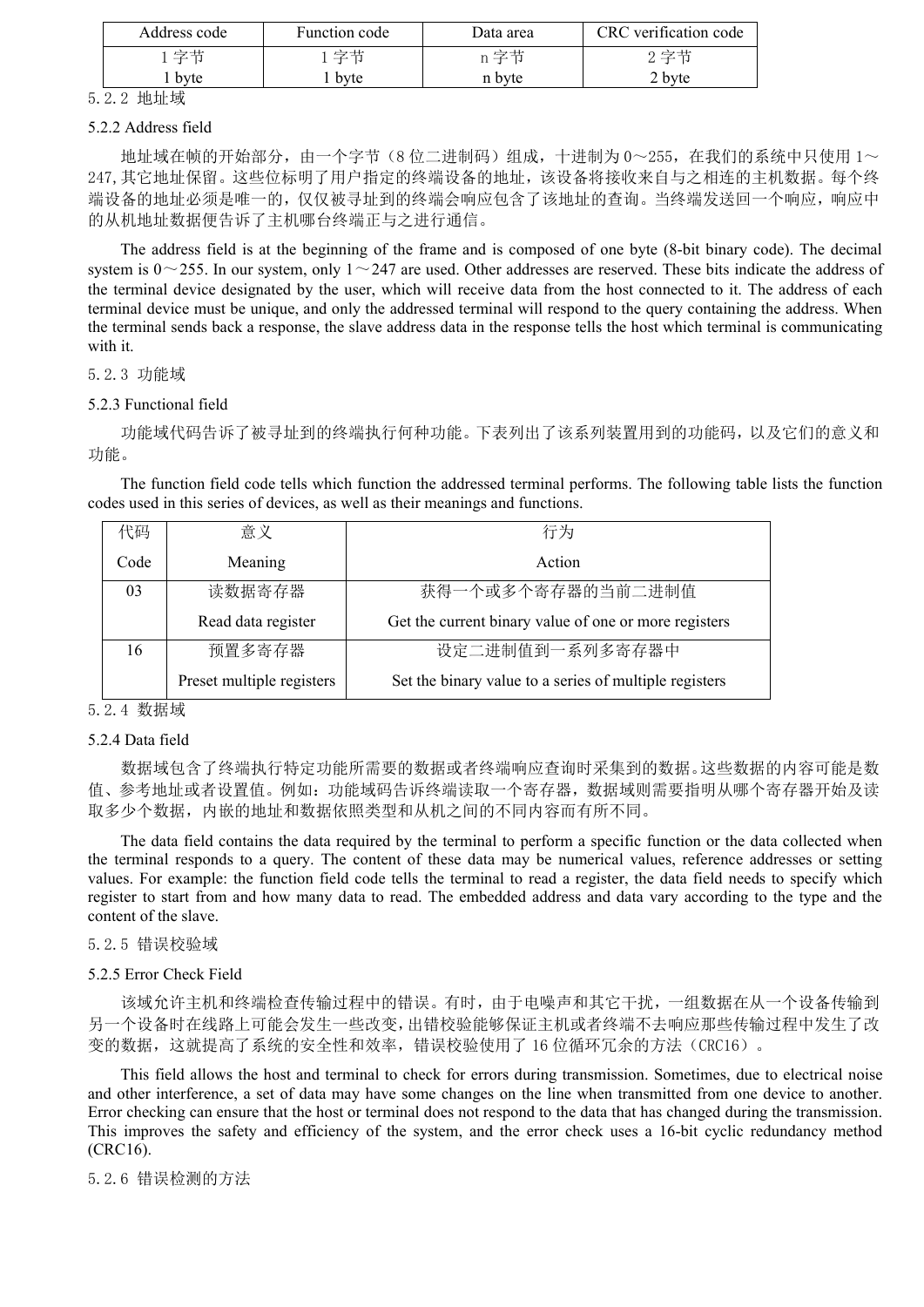| Address code | Function code | Data area | CRC verification code |
|---|---|---|---|
| 1 字节<br>1 byte | 1 字节<br>1 byte | n 字节<br>n byte | 2 字节<br>2 byte |

### 5.2.2 地址域

### 5.2.2 Address field

地址域在帧的开始部分，由一个字节（8 位二进制码）组成，十进制为 0～255，在我们的系统中只使用 1～247,其它地址保留。这些位标明了用户指定的终端设备的地址，该设备将接收来自与之相连的主机数据。每个终端设备的地址必须是唯一的，仅仅被寻址到的终端会响应包含了该地址的查询。当终端发送回一个响应，响应中的从机地址数据便告诉了主机哪台终端正与之进行通信。

The address field is at the beginning of the frame and is composed of one byte (8-bit binary code). The decimal system is 0～255. In our system, only 1～247 are used. Other addresses are reserved. These bits indicate the address of the terminal device designated by the user, which will receive data from the host connected to it. The address of each terminal device must be unique, and only the addressed terminal will respond to the query containing the address. When the terminal sends back a response, the slave address data in the response tells the host which terminal is communicating with it.

### 5.2.3 功能域

### 5.2.3 Functional field

功能域代码告诉了被寻址到的终端执行何种功能。下表列出了该系列装置用到的功能码，以及它们的意义和功能。

The function field code tells which function the addressed terminal performs. The following table lists the function codes used in this series of devices, as well as their meanings and functions.

| 代码<br>Code | 意义<br>Meaning | 行为<br>Action |
|---|---|---|
| 03 | 读数据寄存器<br>Read data register | 获得一个或多个寄存器的当前二进制值<br>Get the current binary value of one or more registers |
| 16 | 预置多寄存器<br>Preset multiple registers | 设定二进制值到一系列多寄存器中<br>Set the binary value to a series of multiple registers |

### 5.2.4 数据域

### 5.2.4 Data field

数据域包含了终端执行特定功能所需要的数据或者终端响应查询时采集到的数据。这些数据的内容可能是数值、参考地址或者设置值。例如：功能域码告诉终端读取一个寄存器，数据域则需要指明从哪个寄存器开始及读取多少个数据，内嵌的地址和数据依照类型和从机之间的不同内容而有所不同。

The data field contains the data required by the terminal to perform a specific function or the data collected when the terminal responds to a query. The content of these data may be numerical values, reference addresses or setting values. For example: the function field code tells the terminal to read a register, the data field needs to specify which register to start from and how many data to read. The embedded address and data vary according to the type and the content of the slave.

### 5.2.5 错误校验域

### 5.2.5 Error Check Field

该域允许主机和终端检查传输过程中的错误。有时，由于电噪声和其它干扰，一组数据在从一个设备传输到另一个设备时在线路上可能会发生一些改变，出错校验能够保证主机或者终端不去响应那些传输过程中发生了改变的数据，这就提高了系统的安全性和效率，错误校验使用了 16 位循环冗余的方法（CRC16）。

This field allows the host and terminal to check for errors during transmission. Sometimes, due to electrical noise and other interference, a set of data may have some changes on the line when transmitted from one device to another. Error checking can ensure that the host or terminal does not respond to the data that has changed during the transmission. This improves the safety and efficiency of the system, and the error check uses a 16-bit cyclic redundancy method (CRC16).

### 5.2.6 错误检测的方法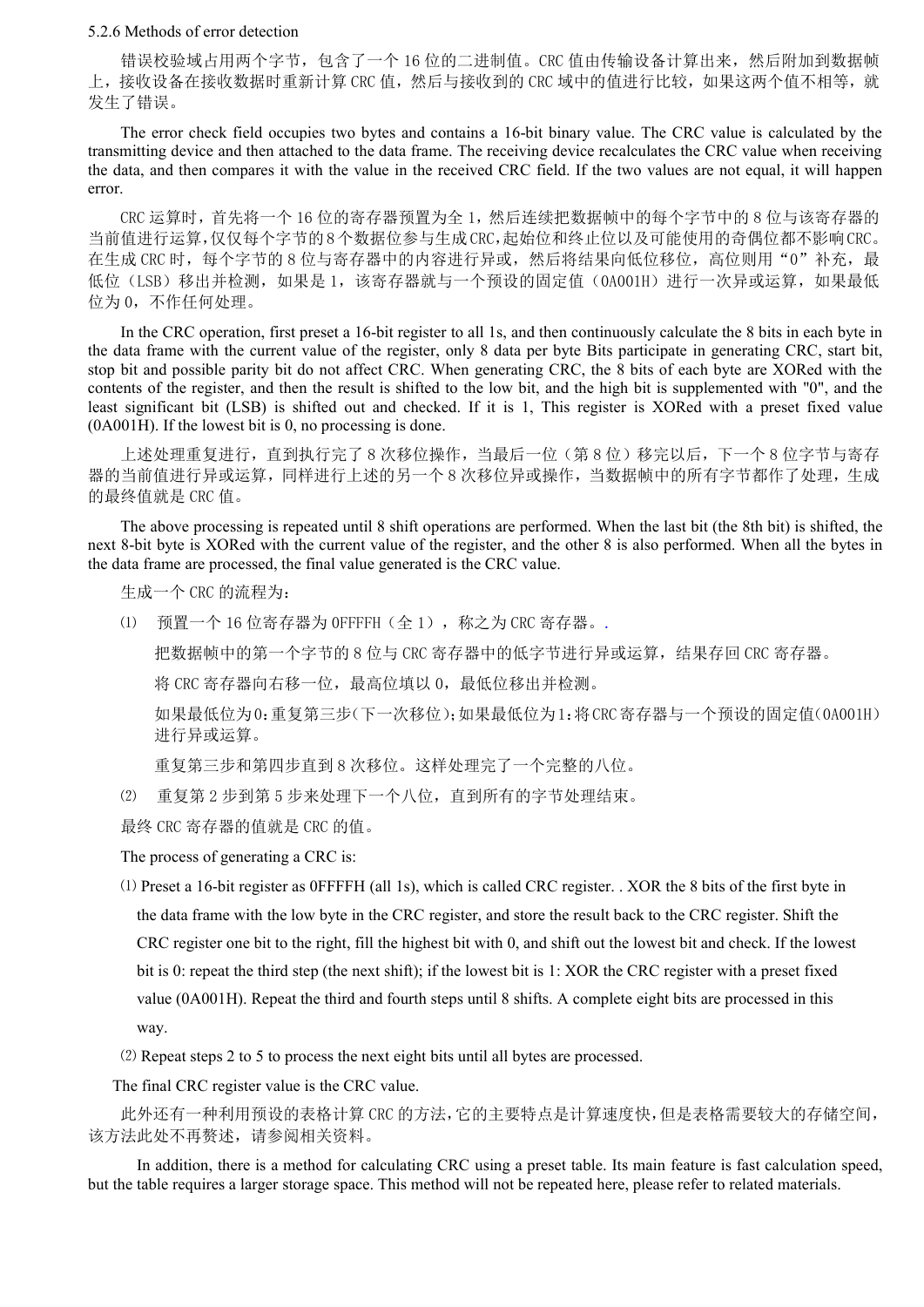### 5.2.6 Methods of error detection

错误校验域占用两个字节，包含了一个 16 位的二进制值。CRC 值由传输设备计算出来，然后附加到数据帧上，接收设备在接收数据时重新计算 CRC 值，然后与接收到的 CRC 域中的值进行比较，如果这两个值不相等，就发生了错误。

The error check field occupies two bytes and contains a 16-bit binary value. The CRC value is calculated by the transmitting device and then attached to the data frame. The receiving device recalculates the CRC value when receiving the data, and then compares it with the value in the received CRC field. If the two values are not equal, it will happen error.

CRC 运算时，首先将一个 16 位的寄存器预置为全 1，然后连续把数据帧中的每个字节中的 8 位与该寄存器的当前值进行运算，仅仅每个字节的 8 个数据位参与生成 CRC，起始位和终止位以及可能使用的奇偶位都不影响 CRC。在生成 CRC 时，每个字节的 8 位与寄存器中的内容进行异或，然后将结果向低位移位，高位则用"0"补充，最低位（LSB）移出并检测，如果是 1，该寄存器就与一个预设的固定值（0A001H）进行一次异或运算，如果最低位为 0，不作任何处理。

In the CRC operation, first preset a 16-bit register to all 1s, and then continuously calculate the 8 bits in each byte in the data frame with the current value of the register, only 8 data per byte Bits participate in generating CRC, start bit, stop bit and possible parity bit do not affect CRC. When generating CRC, the 8 bits of each byte are XORed with the contents of the register, and then the result is shifted to the low bit, and the high bit is supplemented with "0", and the least significant bit (LSB) is shifted out and checked. If it is 1, This register is XORed with a preset fixed value (0A001H). If the lowest bit is 0, no processing is done.

上述处理重复进行，直到执行完了 8 次移位操作，当最后一位（第 8 位）移完以后，下一个 8 位字节与寄存器的当前值进行异或运算，同样进行上述的另一个 8 次移位异或操作，当数据帧中的所有字节都作了处理，生成的最终值就是 CRC 值。

The above processing is repeated until 8 shift operations are performed. When the last bit (the 8th bit) is shifted, the next 8-bit byte is XORed with the current value of the register, and the other 8 is also performed. When all the bytes in the data frame are processed, the final value generated is the CRC value.

生成一个 CRC 的流程为：

⑴ 预置一个 16 位寄存器为 0FFFFH（全 1），称之为 CRC 寄存器。.

把数据帧中的第一个字节的 8 位与 CRC 寄存器中的低字节进行异或运算，结果存回 CRC 寄存器。

将 CRC 寄存器向右移一位，最高位填以 0，最低位移出并检测。

如果最低位为0：重复第三步(下一次移位)；如果最低位为1：将CRC寄存器与一个预设的固定值(0A001H)进行异或运算。

重复第三步和第四步直到 8 次移位。这样处理完了一个完整的八位。

⑵ 重复第 2 步到第 5 步来处理下一个八位，直到所有的字节处理结束。

最终 CRC 寄存器的值就是 CRC 的值。

The process of generating a CRC is:

⑴ Preset a 16-bit register as 0FFFFH (all 1s), which is called CRC register. . XOR the 8 bits of the first byte in the data frame with the low byte in the CRC register, and store the result back to the CRC register. Shift the CRC register one bit to the right, fill the highest bit with 0, and shift out the lowest bit and check. If the lowest bit is 0: repeat the third step (the next shift); if the lowest bit is 1: XOR the CRC register with a preset fixed value (0A001H). Repeat the third and fourth steps until 8 shifts. A complete eight bits are processed in this way.

⑵ Repeat steps 2 to 5 to process the next eight bits until all bytes are processed.

The final CRC register value is the CRC value.

此外还有一种利用预设的表格计算 CRC 的方法，它的主要特点是计算速度快，但是表格需要较大的存储空间，该方法此处不再赘述，请参阅相关资料。

In addition, there is a method for calculating CRC using a preset table. Its main feature is fast calculation speed, but the table requires a larger storage space. This method will not be repeated here, please refer to related materials.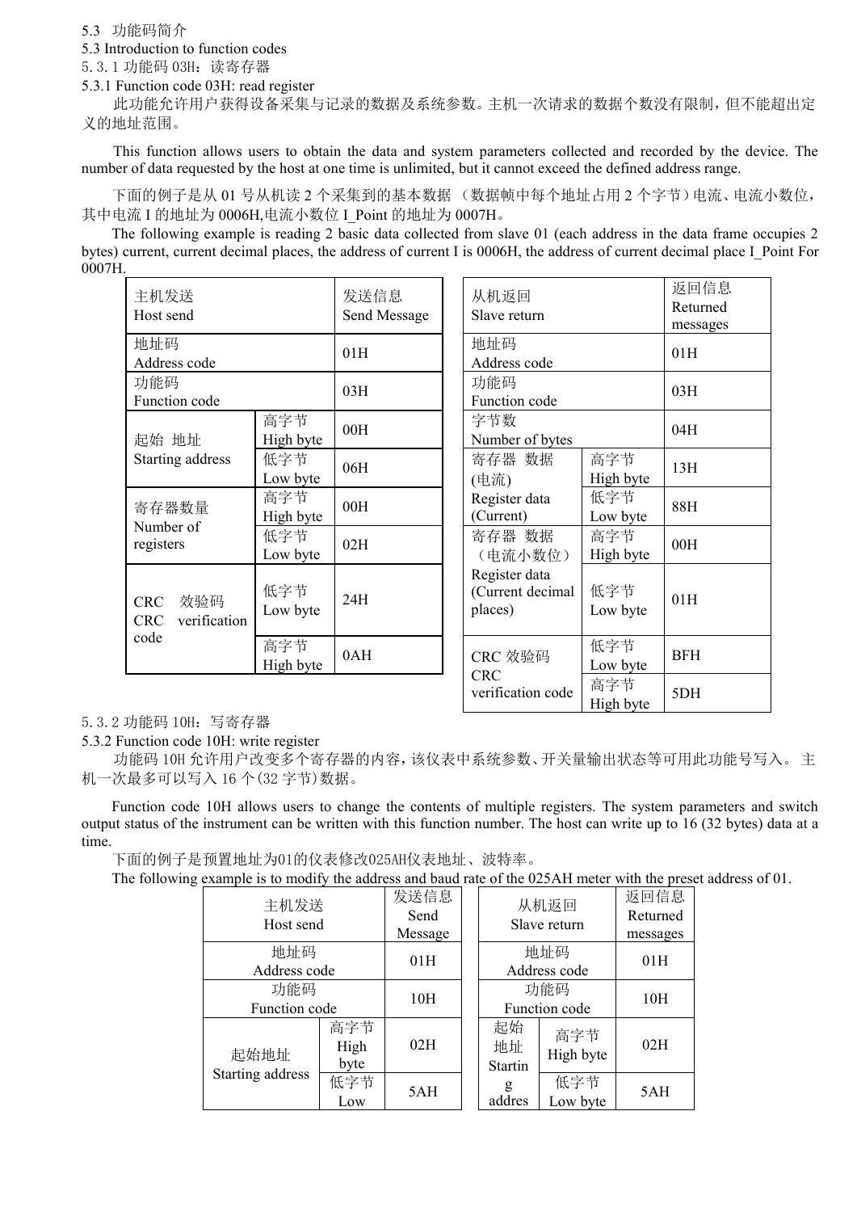5.3 功能码简介

5.3 Introduction to function codes

5.3.1 功能码 03H：读寄存器

5.3.1 Function code 03H: read register

此功能允许用户获得设备采集与记录的数据及系统参数。主机一次请求的数据个数没有限制，但不能超出定义的地址范围。

This function allows users to obtain the data and system parameters collected and recorded by the device. The number of data requested by the host at one time is unlimited, but it cannot exceed the defined address range.

下面的例子是从 01 号从机读 2 个采集到的基本数据 （数据帧中每个地址占用 2 个字节）电流、电流小数位，其中电流 I 的地址为 0006H,电流小数位 I_Point 的地址为 0007H。

The following example is reading 2 basic data collected from slave 01 (each address in the data frame occupies 2 bytes) current, current decimal places, the address of current I is 0006H, the address of current decimal place I_Point For 0007H.

| 主机发送 Host send | | 发送信息 Send Message |
|---|---|---|
| 地址码 Address code | | 01H |
| 功能码 Function code | | 03H |
| 起始 地址 Starting address | 高字节 High byte | 00H |
| | 低字节 Low byte | 06H |
| 寄存器数量 Number of registers | 高字节 High byte | 00H |
| | 低字节 Low byte | 02H |
| CRC 效验码 CRC verification code | 低字节 Low byte | 24H |
| | 高字节 High byte | 0AH |

| 从机返回 Slave return | | 返回信息 Returned messages |
|---|---|---|
| 地址码 Address code | | 01H |
| 功能码 Function code | | 03H |
| 字节数 Number of bytes | | 04H |
| 寄存器 数据 (电流) Register data (Current) | 高字节 High byte | 13H |
| | 低字节 Low byte | 88H |
| 寄存器 数据（电流小数位） Register data (Current decimal places) | 高字节 High byte | 00H |
| | 低字节 Low byte | 01H |
| CRC 效验码 CRC verification code | 低字节 Low byte | BFH |
| | 高字节 High byte | 5DH |

5.3.2 功能码 10H：写寄存器

5.3.2 Function code 10H: write register

功能码 10H 允许用户改变多个寄存器的内容，该仪表中系统参数、开关量输出状态等可用此功能号写入。 主机一次最多可以写入 16 个(32 字节)数据。

Function code 10H allows users to change the contents of multiple registers. The system parameters and switch output status of the instrument can be written with this function number. The host can write up to 16 (32 bytes) data at a time.

下面的例子是预置地址为01的仪表修改025AH仪表地址、波特率。

The following example is to modify the address and baud rate of the 025AH meter with the preset address of 01.

| 主机发送 Host send | | 发送信息 Send Message |
|---|---|---|
| 地址码 Address code | | 01H |
| 功能码 Function code | | 10H |
| 起始地址 Starting address | 高字节 High byte | 02H |
| | 低字节 Low | 5AH |

| 从机返回 Slave return | | 返回信息 Returned messages |
|---|---|---|
| 地址码 Address code | | 01H |
| 功能码 Function code | | 10H |
| 起始地址 Starting addres | 高字节 High byte | 02H |
| | 低字节 Low byte | 5AH |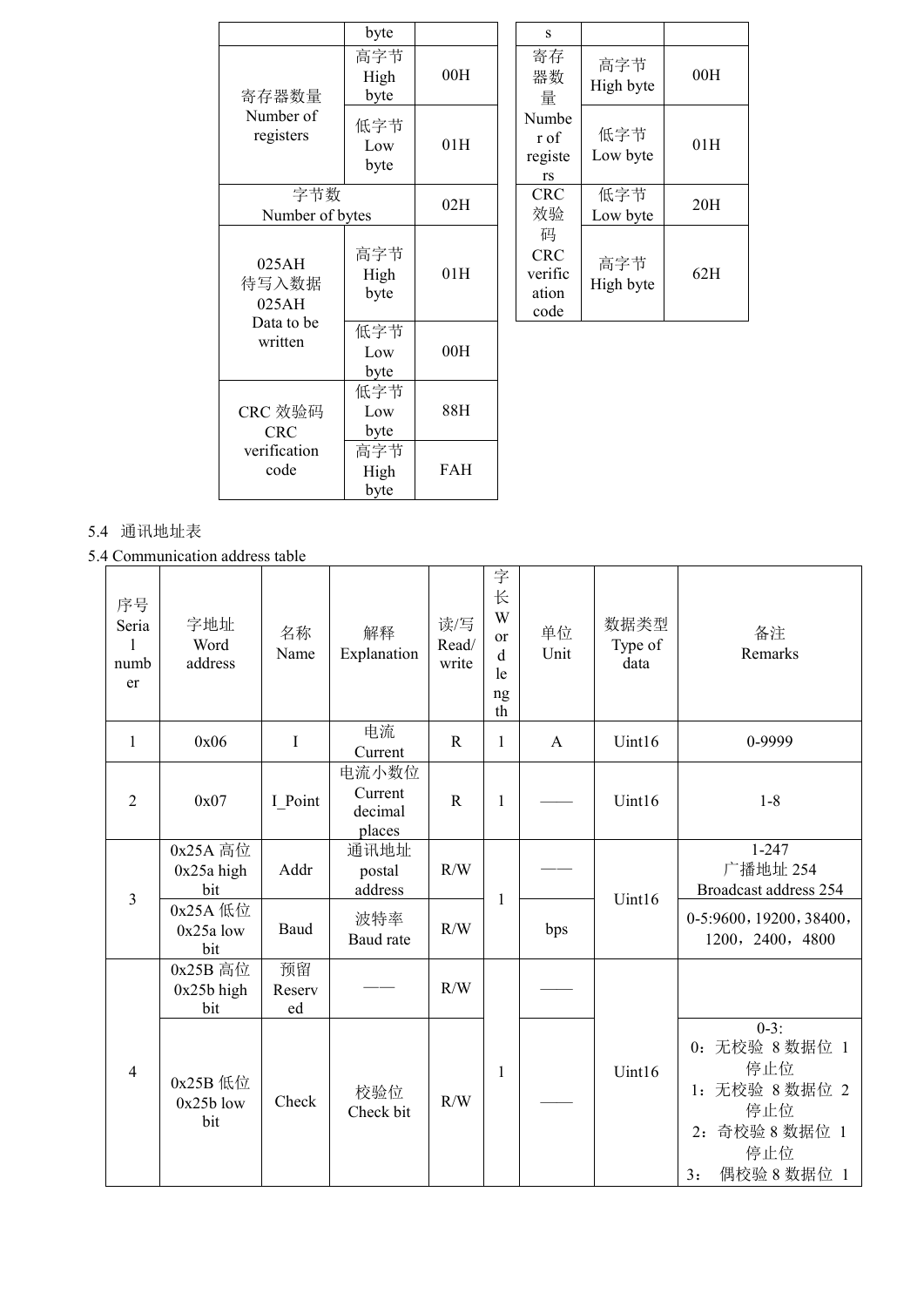| | byte | |
|---|---|---|
| 寄存器数量 Number of registers | 高字节 High byte | 00H |
| | 低字节 Low byte | 01H |
| 字节数 Number of bytes | | 02H |
| 025AH 待写入数据 025AH Data to be written | 高字节 High byte | 01H |
| | 低字节 Low byte | 00H |
| CRC 效验码 CRC verification code | 低字节 Low byte | 88H |
| | 高字节 High byte | FAH |

| s | | |
|---|---|---|
| 寄存器数量 Number of registers | 高字节 High byte | 00H |
| | 低字节 Low byte | 01H |
| CRC 效验码 CRC verification code | 低字节 Low byte | 20H |
| | 高字节 High byte | 62H |

5.4 通讯地址表

5.4 Communication address table

| 序号 Serial number | 字地址 Word address | 名称 Name | 解释 Explanation | 读/写 Read/write | 字长 Word length | 单位 Unit | 数据类型 Type of data | 备注 Remarks |
|---|---|---|---|---|---|---|---|---|
| 1 | 0x06 | I | 电流 Current | R | 1 | A | Uint16 | 0-9999 |
| 2 | 0x07 | I_Point | 电流小数位 Current decimal places | R | 1 | —— | Uint16 | 1-8 |
| 3 | 0x25A 高位 0x25a high bit | Addr | 通讯地址 postal address | R/W | 1 | —— | Uint16 | 1-247 广播地址 254 Broadcast address 254 |
| | 0x25A 低位 0x25a low bit | Baud | 波特率 Baud rate | R/W | | bps | | 0-5:9600，19200，38400，1200，2400，4800 |
| 4 | 0x25B 高位 0x25b high bit | 预留 Reserved | —— | R/W | 1 | —— | Uint16 | |
| | 0x25B 低位 0x25b low bit | Check | 校验位 Check bit | R/W | | —— | | 0-3: 0：无校验 8 数据位 1 停止位 1：无校验 8 数据位 2 停止位 2：奇校验 8 数据位 1 停止位 3： 偶校验 8 数据位 1 |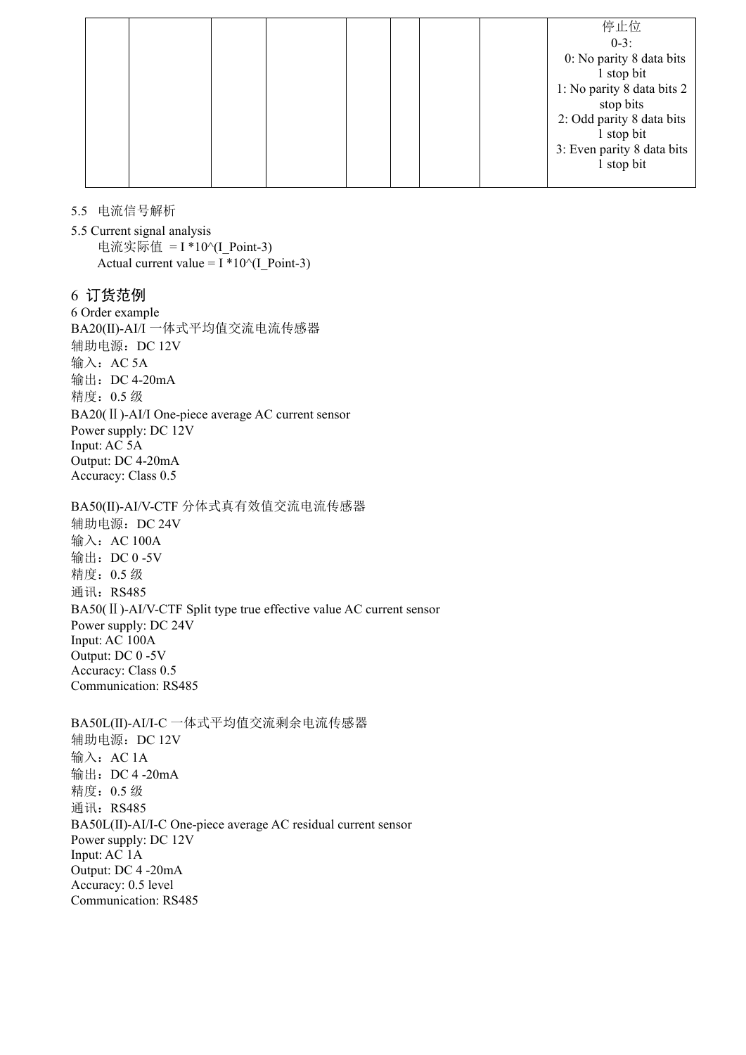|  |  |  |  |  |  |  |  | 停止位<br>0-3:<br>0: No parity 8 data bits 1 stop bit<br>1: No parity 8 data bits 2 stop bits<br>2: Odd parity 8 data bits 1 stop bit<br>3: Even parity 8 data bits 1 stop bit |
|---|---|---|---|---|---|---|---|---|

5.5 电流信号解析

5.5 Current signal analysis

电流实际值 = I *10^(I_Point-3)

Actual current value = I *10^(I_Point-3)

## 6 订货范例

6 Order example

BA20(II)-AI/I 一体式平均值交流电流传感器
辅助电源：DC 12V
输入：AC 5A
输出：DC 4-20mA
精度：0.5 级

BA20(Ⅱ)-AI/I One-piece average AC current sensor
Power supply: DC 12V
Input: AC 5A
Output: DC 4-20mA
Accuracy: Class 0.5

BA50(II)-AI/V-CTF 分体式真有效值交流电流传感器
辅助电源：DC 24V
输入：AC 100A
输出：DC 0 -5V
精度：0.5 级
通讯：RS485

BA50(Ⅱ)-AI/V-CTF Split type true effective value AC current sensor
Power supply: DC 24V
Input: AC 100A
Output: DC 0 -5V
Accuracy: Class 0.5
Communication: RS485

BA50L(II)-AI/I-C 一体式平均值交流剩余电流传感器
辅助电源：DC 12V
输入：AC 1A
输出：DC 4 -20mA
精度：0.5 级
通讯：RS485

BA50L(II)-AI/I-C One-piece average AC residual current sensor
Power supply: DC 12V
Input: AC 1A
Output: DC 4 -20mA
Accuracy: 0.5 level
Communication: RS485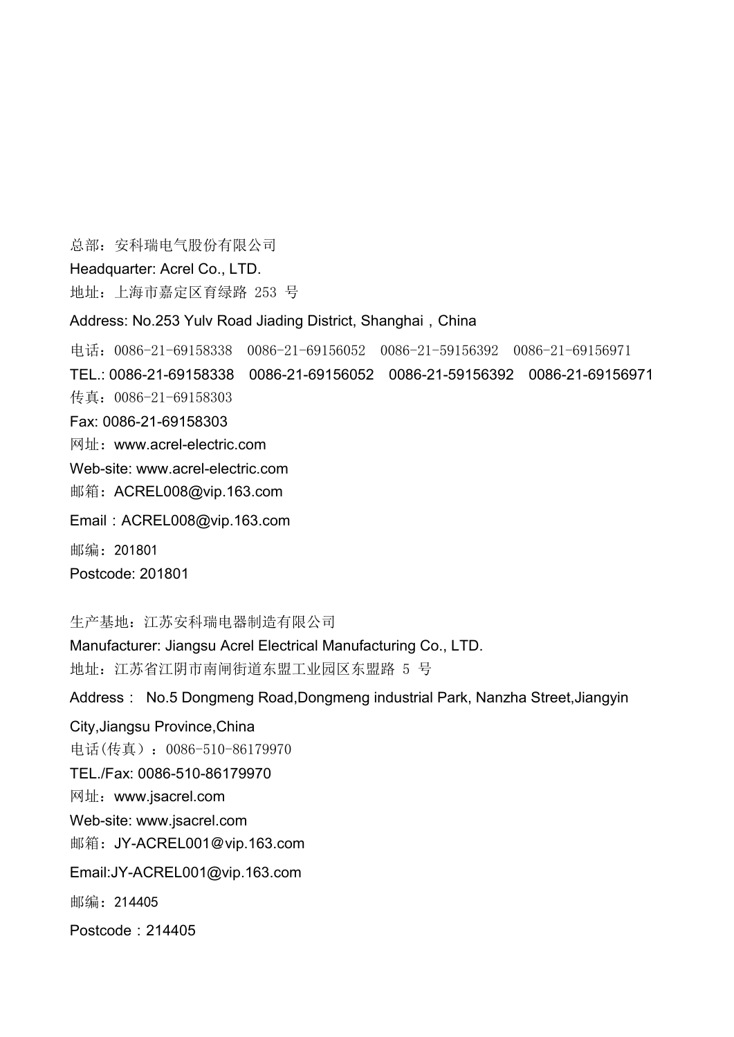总部：安科瑞电气股份有限公司

Headquarter: Acrel Co., LTD.

地址：上海市嘉定区育绿路 253 号

Address: No.253 Yulv Road Jiading District, Shanghai，China

电话：0086-21-69158338　0086-21-69156052　0086-21-59156392　0086-21-69156971

TEL.: 0086-21-69158338　0086-21-69156052　0086-21-59156392　0086-21-69156971

传真：0086-21-69158303

Fax: 0086-21-69158303

网址：www.acrel-electric.com

Web-site: www.acrel-electric.com

邮箱：ACREL008@vip.163.com

Email：ACREL008@vip.163.com

邮编：201801

Postcode: 201801

生产基地：江苏安科瑞电器制造有限公司

Manufacturer: Jiangsu Acrel Electrical Manufacturing Co., LTD.

地址：江苏省江阴市南闸街道东盟工业园区东盟路 5 号

Address： No.5 Dongmeng Road,Dongmeng industrial Park, Nanzha Street,Jiangyin City,Jiangsu Province,China

电话(传真）：0086-510-86179970

TEL./Fax: 0086-510-86179970

网址：www.jsacrel.com

Web-site: www.jsacrel.com

邮箱：JY-ACREL001@vip.163.com

Email:JY-ACREL001@vip.163.com

邮编：214405

Postcode：214405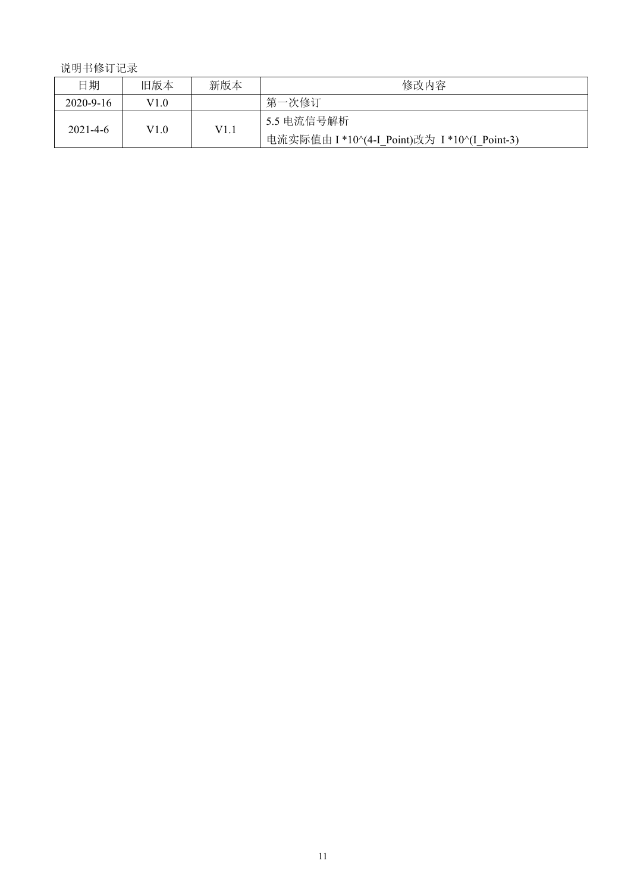说明书修订记录

| 日期 | 旧版本 | 新版本 | 修改内容 |
| --- | --- | --- | --- |
| 2020-9-16 | V1.0 | | 第一次修订 |
| 2021-4-6 | V1.0 | V1.1 | 5.5 电流信号解析<br>电流实际值由 I *10^(4-I_Point)改为 I *10^(I_Point-3) |